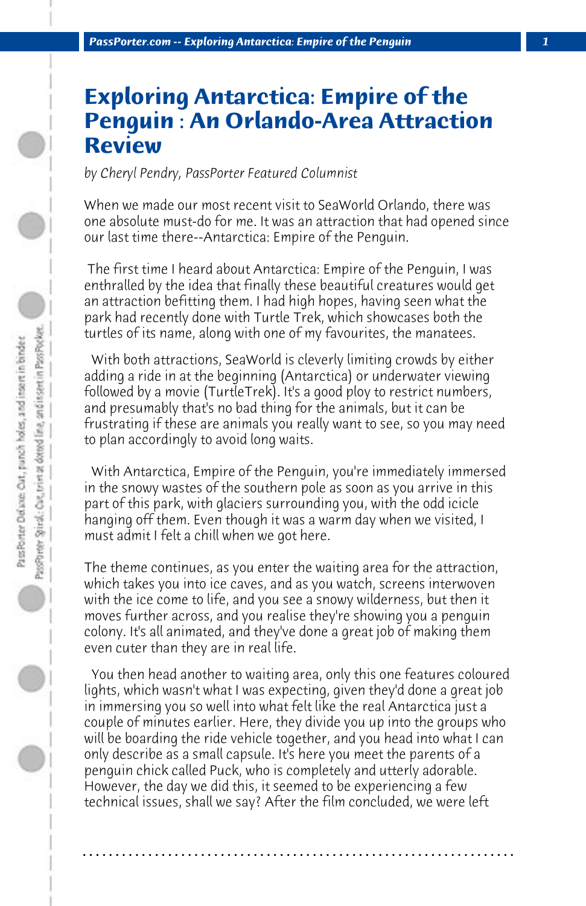# Exploring Antarctica: Empire of the Penguin : An Orlando-Area Attraction Review

*by Cheryl Pendry, PassPorter Featured Columnist*

When we made our most recent visit to SeaWorld Orlando, there was one absolute must-do for me. It was an attraction that had opened since our last time there--Antarctica: Empire of the Penguin.

The first time I heard about Antarctica: Empire of the Penguin, I was enthralled by the idea that finally these beautiful creatures would get an attraction befitting them. I had high hopes, having seen what the park had recently done with Turtle Trek, which showcases both the turtles of its name, along with one of my favourites, the manatees.

With both attractions, SeaWorld is cleverly limiting crowds by either adding a ride in at the beginning (Antarctica) or underwater viewing followed by a movie (TurtleTrek). It's a good ploy to restrict numbers, and presumably that's no bad thing for the animals, but it can be frustrating if these are animals you really want to see, so you may need to plan accordingly to avoid long waits.

With Antarctica, Empire of the Penguin, you're immediately immersed in the snowy wastes of the southern pole as soon as you arrive in this part of this park, with glaciers surrounding you, with the odd icicle hanging off them. Even though it was a warm day when we visited, I must admit I felt a chill when we got here.

The theme continues, as you enter the waiting area for the attraction, which takes you into ice caves, and as you watch, screens interwoven with the ice come to life, and you see a snowy wilderness, but then it moves further across, and you realise they're showing you a penguin colony. It's all animated, and they've done a great job of making them even cuter than they are in real life.

You then head another to waiting area, only this one features coloured lights, which wasn't what I was expecting, given they'd done a great job in immersing you so well into what felt like the real Antarctica just a couple of minutes earlier. Here, they divide you up into the groups who will be boarding the ride vehicle together, and you head into what I can only describe as a small capsule. It's here you meet the parents of a penguin chick called Puck, who is completely and utterly adorable. However, the day we did this, it seemed to be experiencing a few technical issues, shall we say? After the film concluded, we were left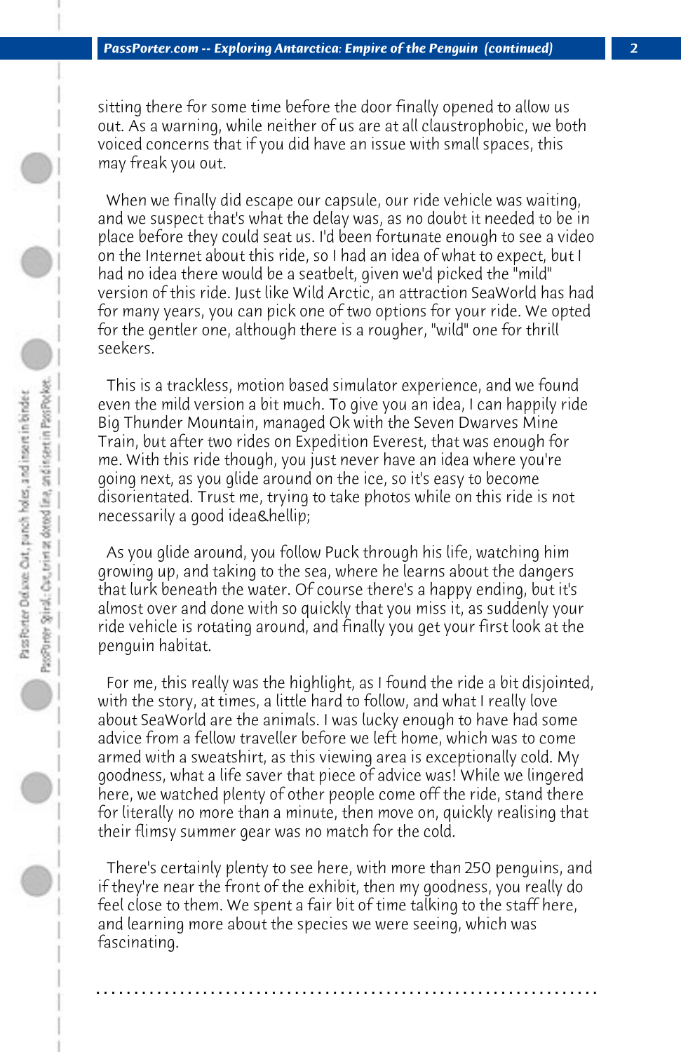sitting there for some time before the door finally opened to allow us out. As a warning, while neither of us are at all claustrophobic, we both voiced concerns that if you did have an issue with small spaces, this may freak you out.

When we finally did escape our capsule, our ride vehicle was waiting, and we suspect that's what the delay was, as no doubt it needed to be in place before they could seat us. I'd been fortunate enough to see a video on the Internet about this ride, so I had an idea of what to expect, but I had no idea there would be a seatbelt, given we'd picked the "mild" version of this ride. Just like Wild Arctic, an attraction SeaWorld has had for many years, you can pick one of two options for your ride. We opted for the gentler one, although there is a rougher, "wild" one for thrill seekers.

This is a trackless, motion based simulator experience, and we found even the mild version a bit much. To give you an idea, I can happily ride Big Thunder Mountain, managed Ok with the Seven Dwarves Mine Train, but after two rides on Expedition Everest, that was enough for me. With this ride though, you just never have an idea where you're going next, as you glide around on the ice, so it's easy to become disorientated. Trust me, trying to take photos while on this ride is not necessarily a good idea&hellip;

As you glide around, you follow Puck through his life, watching him growing up, and taking to the sea, where he learns about the dangers that lurk beneath the water. Of course there's a happy ending, but it's almost over and done with so quickly that you miss it, as suddenly your ride vehicle is rotating around, and finally you get your first look at the penguin habitat.

For me, this really was the highlight, as I found the ride a bit disjointed, with the story, at times, a little hard to follow, and what I really love about SeaWorld are the animals. I was lucky enough to have had some advice from a fellow traveller before we left home, which was to come armed with a sweatshirt, as this viewing area is exceptionally cold. My goodness, what a life saver that piece of advice was! While we lingered here, we watched plenty of other people come off the ride, stand there for literally no more than a minute, then move on, quickly realising that their flimsy summer gear was no match for the cold.

There's certainly plenty to see here, with more than 250 penguins, and if they're near the front of the exhibit, then my goodness, you really do feel close to them. We spent a fair bit of time talking to the staff here, and learning more about the species we were seeing, which was fascinating.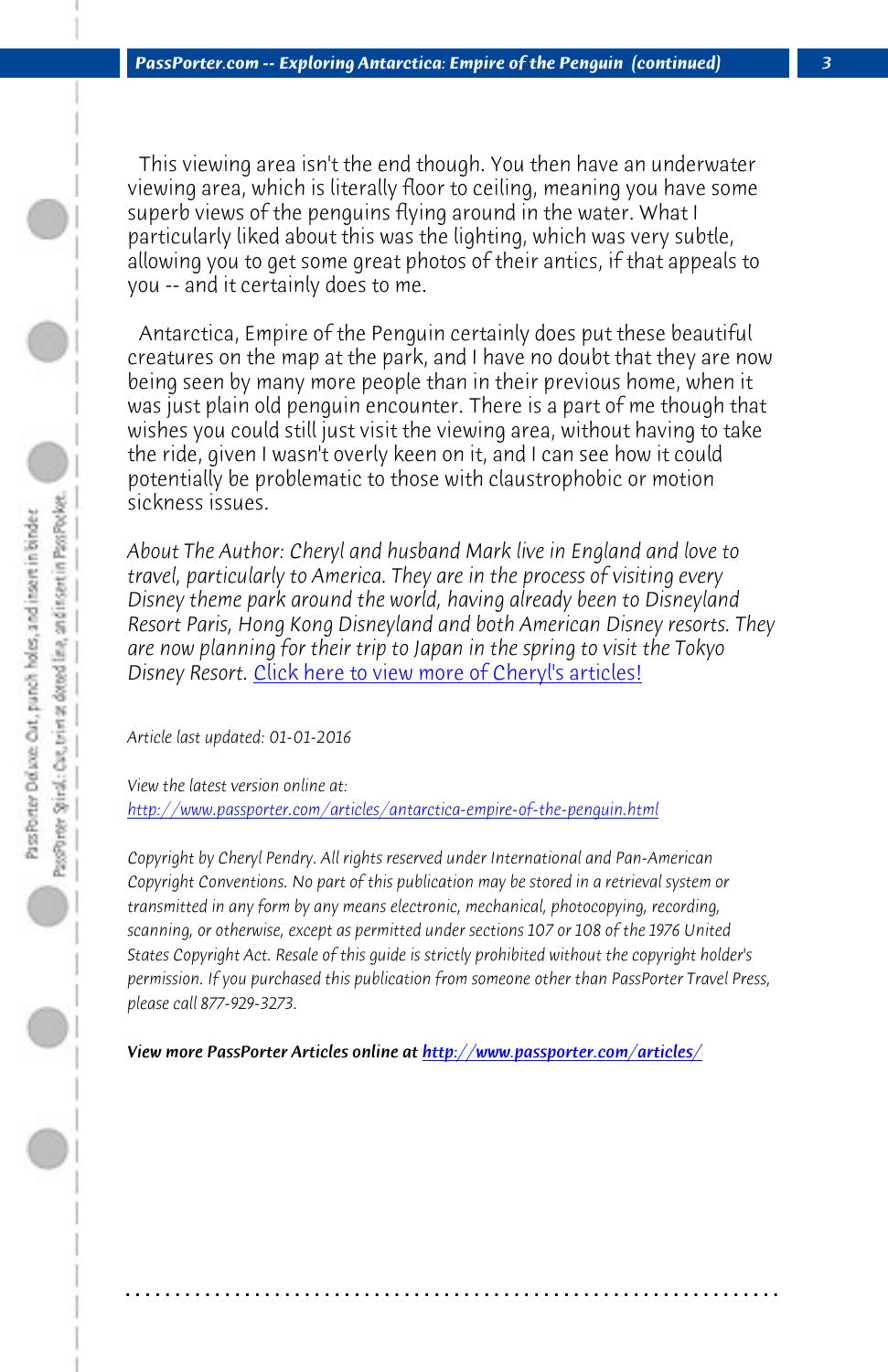This viewing area isn't the end though. You then have an underwater viewing area, which is literally floor to ceiling, meaning you have some superb views of the penguins flying around in the water. What I particularly liked about this was the lighting, which was very subtle, allowing you to get some great photos of their antics, if that appeals to you -- and it certainly does to me.

Antarctica, Empire of the Penguin certainly does put these beautiful creatures on the map at the park, and I have no doubt that they are now being seen by many more people than in their previous home, when it was just plain old penguin encounter. There is a part of me though that wishes you could still just visit the viewing area, without having to take the ride, given I wasn't overly keen on it, and I can see how it could potentially be problematic to those with claustrophobic or motion sickness issues.

*About The Author: Cheryl and husband Mark live in England and love to travel, particularly to America. They are in the process of visiting every Disney theme park around the world, having already been to Disneyland Resort Paris, Hong Kong Disneyland and both American Disney resorts. They are now planning for their trip to Japan in the spring to visit the Tokyo Disney Resort.* [Click here to view more of Cheryl's articles!]

*Article last updated: 01-01-2016*

*View the latest version online at:*
*http://www.passporter.com/articles/antarctica-empire-of-the-penguin.html*

*Copyright by Cheryl Pendry. All rights reserved under International and Pan-American Copyright Conventions. No part of this publication may be stored in a retrieval system or transmitted in any form by any means electronic, mechanical, photocopying, recording, scanning, or otherwise, except as permitted under sections 107 or 108 of the 1976 United States Copyright Act. Resale of this guide is strictly prohibited without the copyright holder's permission. If you purchased this publication from someone other than PassPorter Travel Press, please call 877-929-3273.*

***View more PassPorter Articles online at http://www.passporter.com/articles/***